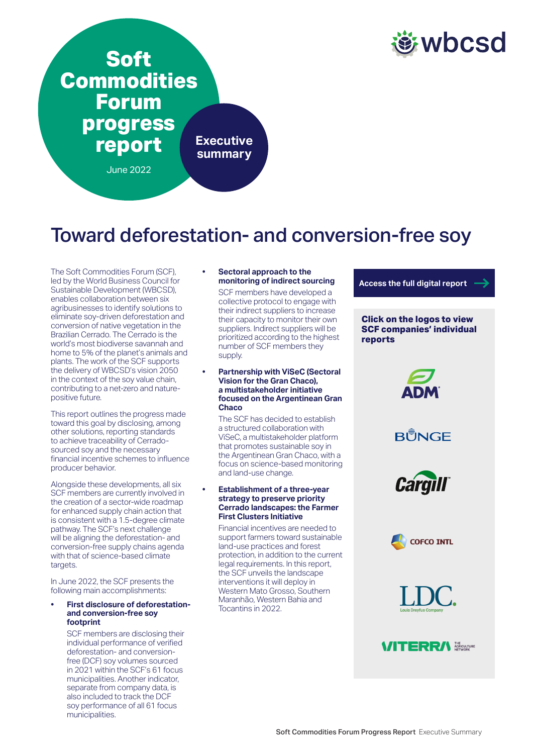# Soft Commodities Forum progress report

June 2022

**Executive summary**

## Toward deforestation- and conversion-free soy

The Soft Commodities Forum (SCF), led by the World Business Council for Sustainable Development (WBCSD), enables collaboration between six agribusinesses to identify solutions to eliminate soy-driven deforestation and conversion of native vegetation in the Brazilian Cerrado. The Cerrado is the world's most biodiverse savannah and home to 5% of the planet's animals and plants. The work of the SCF supports the delivery of WBCSD's vision 2050 in the context of the soy value chain, contributing to a net-zero and nature-positive future.

This report outlines the progress made toward this goal by disclosing, among other solutions, reporting standards to achieve traceability of Cerrado-sourced soy and the necessary financial incentive schemes to influence producer behavior.

Alongside these developments, all six SCF members are currently involved in the creation of a sector-wide roadmap for enhanced supply chain action that is consistent with a 1.5-degree climate pathway. The SCF's next challenge will be aligning the deforestation- and conversion-free supply chains agenda with that of science-based climate targets.

In June 2022, the SCF presents the following main accomplishments:

- **First disclosure of deforestation- and conversion-free soy footprint**

  SCF members are disclosing their individual performance of verified deforestation- and conversion-free (DCF) soy volumes sourced in 2021 within the SCF's 61 focus municipalities. Another indicator, separate from company data, is also included to track the DCF soy performance of all 61 focus municipalities.

- **Sectoral approach to the monitoring of indirect sourcing**

  SCF members have developed a collective protocol to engage with their indirect suppliers to increase their capacity to monitor their own suppliers. Indirect suppliers will be prioritized according to the highest number of SCF members they supply.

- **Partnership with ViSeC (Sectoral Vision for the Gran Chaco), a multistakeholder initiative focused on the Argentinean Gran Chaco**

  The SCF has decided to establish a structured collaboration with ViSeC, a multistakeholder platform that promotes sustainable soy in the Argentinean Gran Chaco, with a focus on science-based monitoring and land-use change.

- **Establishment of a three-year strategy to preserve priority Cerrado landscapes: the Farmer First Clusters Initiative**

  Financial incentives are needed to support farmers toward sustainable land-use practices and forest protection, in addition to the current legal requirements. In this report, the SCF unveils the landscape interventions it will deploy in Western Mato Grosso, Southern Maranhão, Western Bahia and Tocantins in 2022.

**Access the full digital report**

**Click on the logos to view SCF companies' individual reports**

ADM

BUNGE

Cargill

COFCO INTL

LDC Louis Dreyfus Company

VITERRA THE AGRICULTURE NETWORK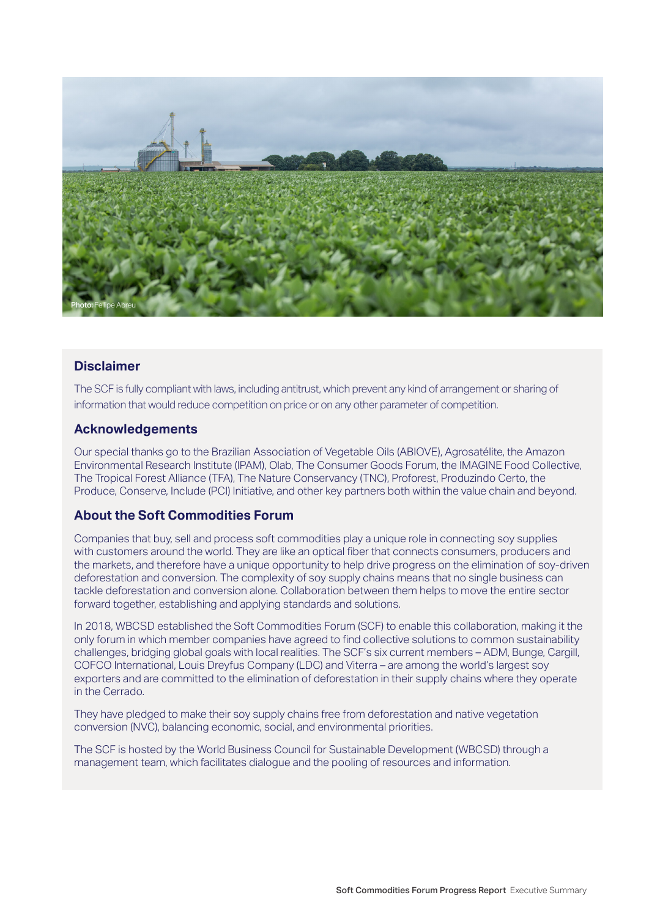Photo: Fellipe Abreu

## Disclaimer

The SCF is fully compliant with laws, including antitrust, which prevent any kind of arrangement or sharing of information that would reduce competition on price or on any other parameter of competition.

## Acknowledgements

Our special thanks go to the Brazilian Association of Vegetable Oils (ABIOVE), Agrosatélite, the Amazon Environmental Research Institute (IPAM), Olab, The Consumer Goods Forum, the IMAGINE Food Collective, The Tropical Forest Alliance (TFA), The Nature Conservancy (TNC), Proforest, Produzindo Certo, the Produce, Conserve, Include (PCI) Initiative, and other key partners both within the value chain and beyond.

## About the Soft Commodities Forum

Companies that buy, sell and process soft commodities play a unique role in connecting soy supplies with customers around the world. They are like an optical fiber that connects consumers, producers and the markets, and therefore have a unique opportunity to help drive progress on the elimination of soy-driven deforestation and conversion. The complexity of soy supply chains means that no single business can tackle deforestation and conversion alone. Collaboration between them helps to move the entire sector forward together, establishing and applying standards and solutions.

In 2018, WBCSD established the Soft Commodities Forum (SCF) to enable this collaboration, making it the only forum in which member companies have agreed to find collective solutions to common sustainability challenges, bridging global goals with local realities. The SCF's six current members – ADM, Bunge, Cargill, COFCO International, Louis Dreyfus Company (LDC) and Viterra – are among the world's largest soy exporters and are committed to the elimination of deforestation in their supply chains where they operate in the Cerrado.

They have pledged to make their soy supply chains free from deforestation and native vegetation conversion (NVC), balancing economic, social, and environmental priorities.

The SCF is hosted by the World Business Council for Sustainable Development (WBCSD) through a management team, which facilitates dialogue and the pooling of resources and information.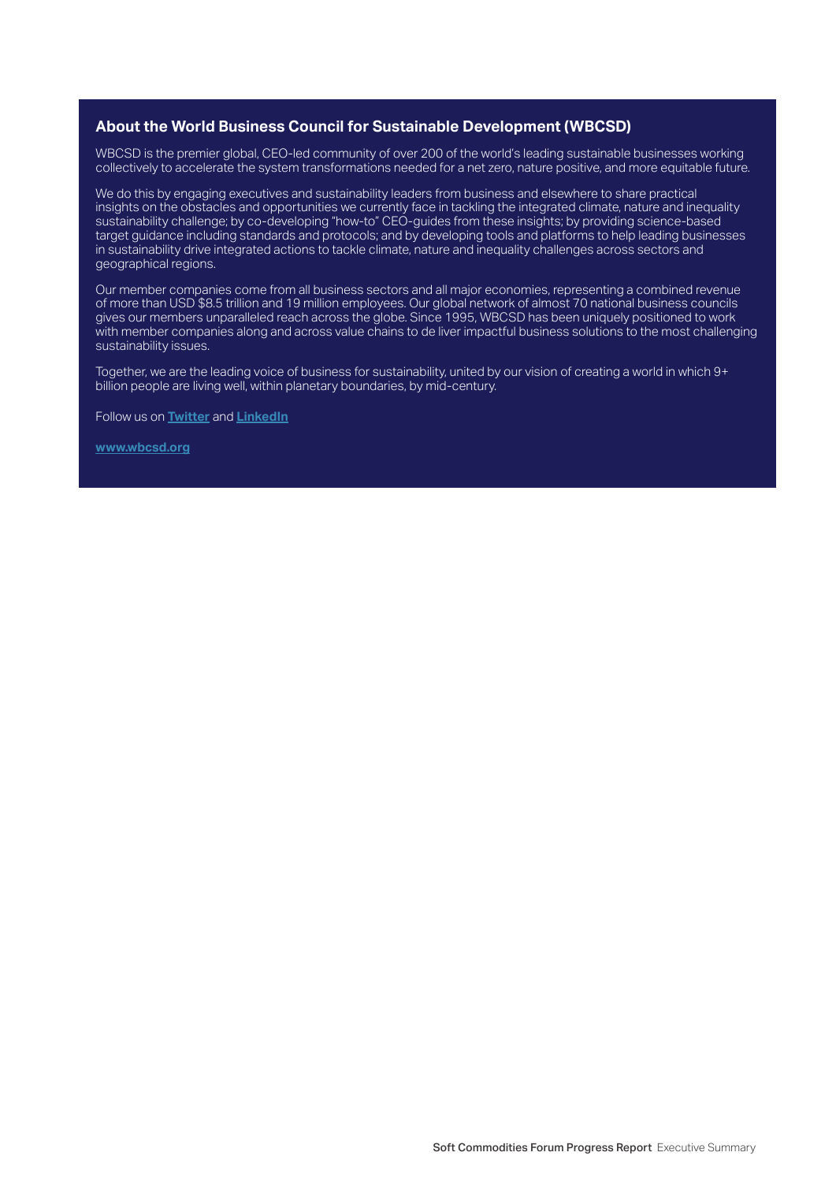## About the World Business Council for Sustainable Development (WBCSD)

WBCSD is the premier global, CEO-led community of over 200 of the world's leading sustainable businesses working collectively to accelerate the system transformations needed for a net zero, nature positive, and more equitable future.

We do this by engaging executives and sustainability leaders from business and elsewhere to share practical insights on the obstacles and opportunities we currently face in tackling the integrated climate, nature and inequality sustainability challenge; by co-developing "how-to" CEO-guides from these insights; by providing science-based target guidance including standards and protocols; and by developing tools and platforms to help leading businesses in sustainability drive integrated actions to tackle climate, nature and inequality challenges across sectors and geographical regions.

Our member companies come from all business sectors and all major economies, representing a combined revenue of more than USD $8.5 trillion and 19 million employees. Our global network of almost 70 national business councils gives our members unparalleled reach across the globe. Since 1995, WBCSD has been uniquely positioned to work with member companies along and across value chains to de liver impactful business solutions to the most challenging sustainability issues.

Together, we are the leading voice of business for sustainability, united by our vision of creating a world in which 9+ billion people are living well, within planetary boundaries, by mid-century.

Follow us on **Twitter** and **LinkedIn**

**www.wbcsd.org**